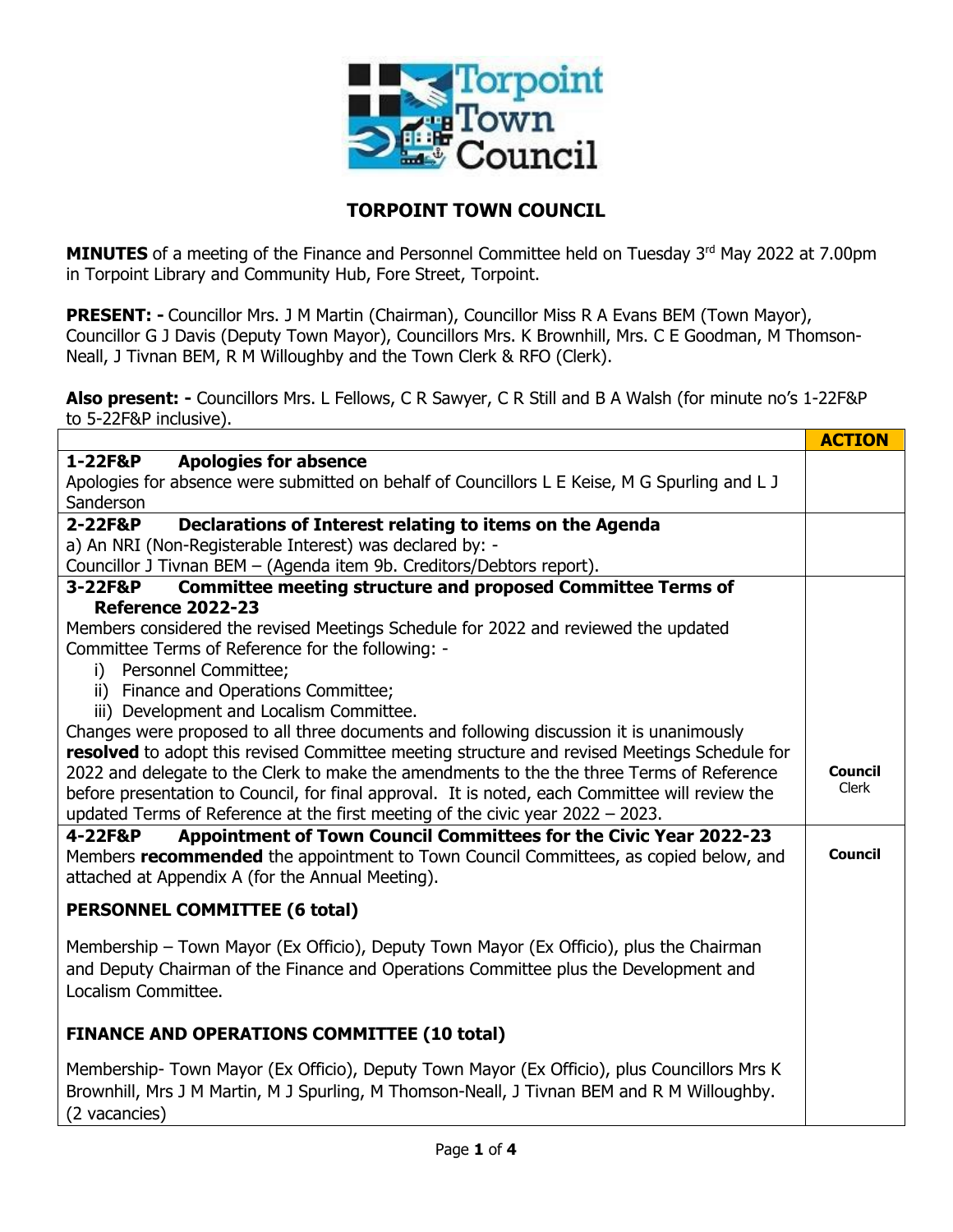# TORPOINT TOWN COUNCIL

**MINUTES** of a meeting of the Finance and Personnel Committee held on Tuesday 3rd May 2022 at 7.00pm in Torpoint Library and Community Hub, Fore Street, Torpoint.

**PRESENT: -** Councillor Mrs. J M Martin (Chairman), Councillor Miss R A Evans BEM (Town Mayor), Councillor G J Davis (Deputy Town Mayor), Councillors Mrs. K Brownhill, Mrs. C E Goodman, M Thomson-Neall, J Tivnan BEM, R M Willoughby and the Town Clerk & RFO (Clerk).

**Also present: -** Councillors Mrs. L Fellows, C R Sawyer, C R Still and B A Walsh (for minute no's 1-22F&P to 5-22F&P inclusive).

| | **ACTION** |
|---|---|
| **1-22F&P Apologies for absence**<br>Apologies for absence were submitted on behalf of Councillors L E Keise, M G Spurling and L J Sanderson | |
| **2-22F&P Declarations of Interest relating to items on the Agenda**<br>a) An NRI (Non-Registerable Interest) was declared by: -<br>Councillor J Tivnan BEM – (Agenda item 9b. Creditors/Debtors report). | |
| **3-22F&P Committee meeting structure and proposed Committee Terms of Reference 2022-23**<br>Members considered the revised Meetings Schedule for 2022 and reviewed the updated Committee Terms of Reference for the following: -<br>i) Personnel Committee;<br>ii) Finance and Operations Committee;<br>iii) Development and Localism Committee.<br>Changes were proposed to all three documents and following discussion it is unanimously **resolved** to adopt this revised Committee meeting structure and revised Meetings Schedule for 2022 and delegate to the Clerk to make the amendments to the the three Terms of Reference before presentation to Council, for final approval. It is noted, each Committee will review the updated Terms of Reference at the first meeting of the civic year 2022 – 2023. | **Council**<br>Clerk |
| **4-22F&P Appointment of Town Council Committees for the Civic Year 2022-23**<br>Members **recommended** the appointment to Town Council Committees, as copied below, and attached at Appendix A (for the Annual Meeting).<br><br>**PERSONNEL COMMITTEE (6 total)**<br><br>Membership – Town Mayor (Ex Officio), Deputy Town Mayor (Ex Officio), plus the Chairman and Deputy Chairman of the Finance and Operations Committee plus the Development and Localism Committee.<br><br>**FINANCE AND OPERATIONS COMMITTEE (10 total)**<br><br>Membership- Town Mayor (Ex Officio), Deputy Town Mayor (Ex Officio), plus Councillors Mrs K Brownhill, Mrs J M Martin, M J Spurling, M Thomson-Neall, J Tivnan BEM and R M Willoughby. (2 vacancies) | **Council** |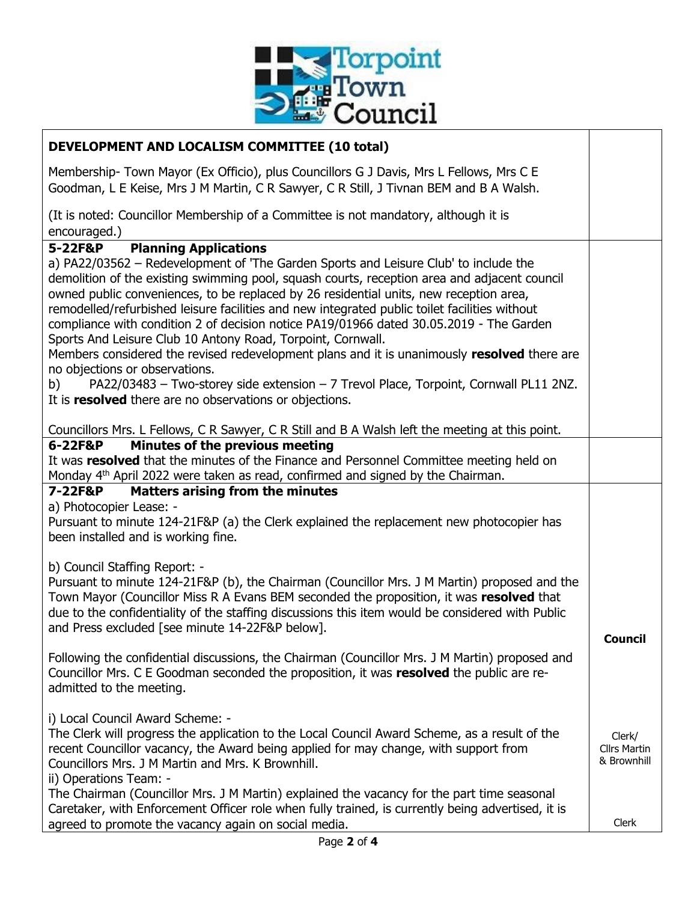**DEVELOPMENT AND LOCALISM COMMITTEE (10 total)**

Membership- Town Mayor (Ex Officio), plus Councillors G J Davis, Mrs L Fellows, Mrs C E Goodman, L E Keise, Mrs J M Martin, C R Sawyer, C R Still, J Tivnan BEM and B A Walsh.

(It is noted: Councillor Membership of a Committee is not mandatory, although it is encouraged.)

### 5-22F&P Planning Applications

a) PA22/03562 – Redevelopment of 'The Garden Sports and Leisure Club' to include the demolition of the existing swimming pool, squash courts, reception area and adjacent council owned public conveniences, to be replaced by 26 residential units, new reception area, remodelled/refurbished leisure facilities and new integrated public toilet facilities without compliance with condition 2 of decision notice PA19/01966 dated 30.05.2019 - The Garden Sports And Leisure Club 10 Antony Road, Torpoint, Cornwall.
Members considered the revised redevelopment plans and it is unanimously **resolved** there are no objections or observations.

b) PA22/03483 – Two-storey side extension – 7 Trevol Place, Torpoint, Cornwall PL11 2NZ.
It is **resolved** there are no observations or objections.

Councillors Mrs. L Fellows, C R Sawyer, C R Still and B A Walsh left the meeting at this point.

### 6-22F&P Minutes of the previous meeting

It was **resolved** that the minutes of the Finance and Personnel Committee meeting held on Monday 4th April 2022 were taken as read, confirmed and signed by the Chairman.

### 7-22F&P Matters arising from the minutes

a) Photocopier Lease: -
Pursuant to minute 124-21F&P (a) the Clerk explained the replacement new photocopier has been installed and is working fine.

b) Council Staffing Report: -
Pursuant to minute 124-21F&P (b), the Chairman (Councillor Mrs. J M Martin) proposed and the Town Mayor (Councillor Miss R A Evans BEM seconded the proposition, it was **resolved** that due to the confidentiality of the staffing discussions this item would be considered with Public and Press excluded [see minute 14-22F&P below].

**Council**

Following the confidential discussions, the Chairman (Councillor Mrs. J M Martin) proposed and Councillor Mrs. C E Goodman seconded the proposition, it was **resolved** the public are re-admitted to the meeting.

i) Local Council Award Scheme: -
The Clerk will progress the application to the Local Council Award Scheme, as a result of the recent Councillor vacancy, the Award being applied for may change, with support from Councillors Mrs. J M Martin and Mrs. K Brownhill.

Clerk/ Cllrs Martin & Brownhill

ii) Operations Team: -
The Chairman (Councillor Mrs. J M Martin) explained the vacancy for the part time seasonal Caretaker, with Enforcement Officer role when fully trained, is currently being advertised, it is agreed to promote the vacancy again on social media.

Clerk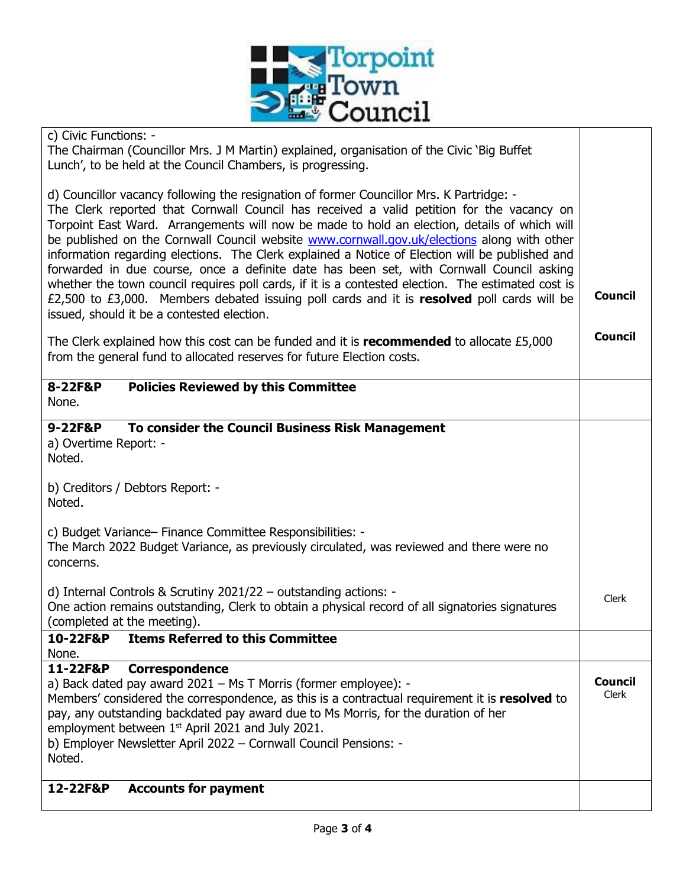| | |
|---|---|
| c) Civic Functions: -<br>The Chairman (Councillor Mrs. J M Martin) explained, organisation of the Civic 'Big Buffet Lunch', to be held at the Council Chambers, is progressing.<br><br>d) Councillor vacancy following the resignation of former Councillor Mrs. K Partridge: -<br>The Clerk reported that Cornwall Council has received a valid petition for the vacancy on Torpoint East Ward. Arrangements will now be made to hold an election, details of which will be published on the Cornwall Council website [www.cornwall.gov.uk/elections](http://www.cornwall.gov.uk/elections) along with other information regarding elections. The Clerk explained a Notice of Election will be published and forwarded in due course, once a definite date has been set, with Cornwall Council asking whether the town council requires poll cards, if it is a contested election. The estimated cost is £2,500 to £3,000. Members debated issuing poll cards and it is **resolved** poll cards will be issued, should it be a contested election.<br><br>The Clerk explained how this cost can be funded and it is **recommended** to allocate £5,000 from the general fund to allocated reserves for future Election costs. | **Council**<br><br>**Council** |
| **8-22F&P Policies Reviewed by this Committee**<br>None. | |
| **9-22F&P To consider the Council Business Risk Management**<br>a) Overtime Report: -<br>Noted.<br><br>b) Creditors / Debtors Report: -<br>Noted.<br><br>c) Budget Variance– Finance Committee Responsibilities: -<br>The March 2022 Budget Variance, as previously circulated, was reviewed and there were no concerns.<br><br>d) Internal Controls & Scrutiny 2021/22 – outstanding actions: -<br>One action remains outstanding, Clerk to obtain a physical record of all signatories signatures (completed at the meeting). | Clerk |
| **10-22F&P Items Referred to this Committee**<br>None. | |
| **11-22F&P Correspondence**<br>a) Back dated pay award 2021 – Ms T Morris (former employee): -<br>Members' considered the correspondence, as this is a contractual requirement it is **resolved** to pay, any outstanding backdated pay award due to Ms Morris, for the duration of her employment between 1st April 2021 and July 2021.<br>b) Employer Newsletter April 2022 – Cornwall Council Pensions: -<br>Noted. | **Council**<br>Clerk |
| **12-22F&P Accounts for payment** | |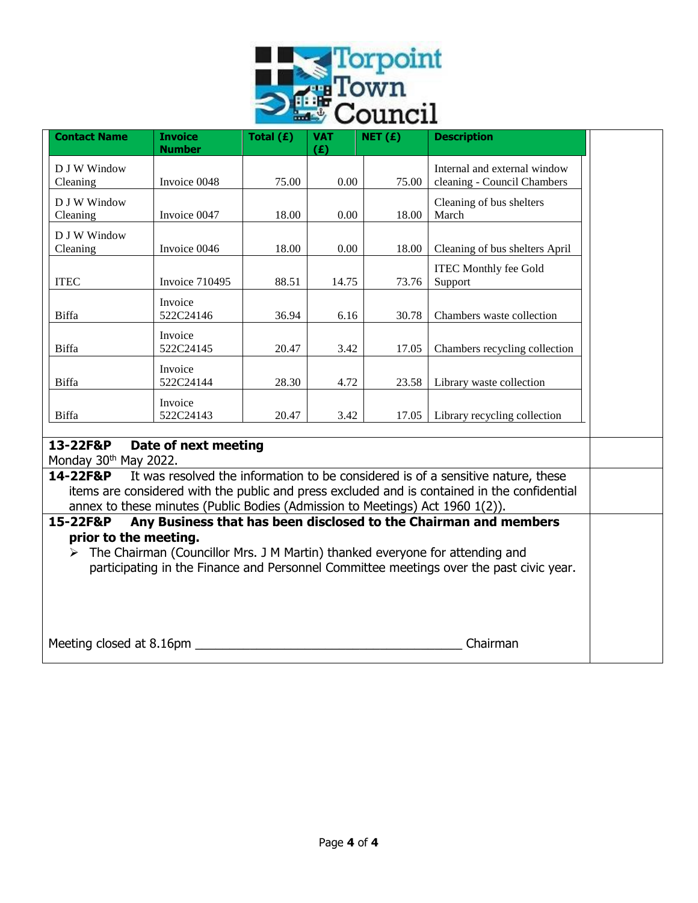| Contact Name | Invoice Number | Total (£) | VAT (£) | NET (£) | Description |
|---|---|---|---|---|---|
| D J W Window Cleaning | Invoice 0048 | 75.00 | 0.00 | 75.00 | Internal and external window cleaning - Council Chambers |
| D J W Window Cleaning | Invoice 0047 | 18.00 | 0.00 | 18.00 | Cleaning of bus shelters March |
| D J W Window Cleaning | Invoice 0046 | 18.00 | 0.00 | 18.00 | Cleaning of bus shelters April |
| ITEC | Invoice 710495 | 88.51 | 14.75 | 73.76 | ITEC Monthly fee Gold Support |
| Biffa | Invoice 522C24146 | 36.94 | 6.16 | 30.78 | Chambers waste collection |
| Biffa | Invoice 522C24145 | 20.47 | 3.42 | 17.05 | Chambers recycling collection |
| Biffa | Invoice 522C24144 | 28.30 | 4.72 | 23.58 | Library waste collection |
| Biffa | Invoice 522C24143 | 20.47 | 3.42 | 17.05 | Library recycling collection |

**13-22F&P Date of next meeting**

Monday 30th May 2022.

**14-22F&P** It was resolved the information to be considered is of a sensitive nature, these items are considered with the public and press excluded and is contained in the confidential annex to these minutes (Public Bodies (Admission to Meetings) Act 1960 1(2)).

**15-22F&P Any Business that has been disclosed to the Chairman and members prior to the meeting.**

- The Chairman (Councillor Mrs. J M Martin) thanked everyone for attending and participating in the Finance and Personnel Committee meetings over the past civic year.

Meeting closed at 8.16pm ________________________________________ Chairman